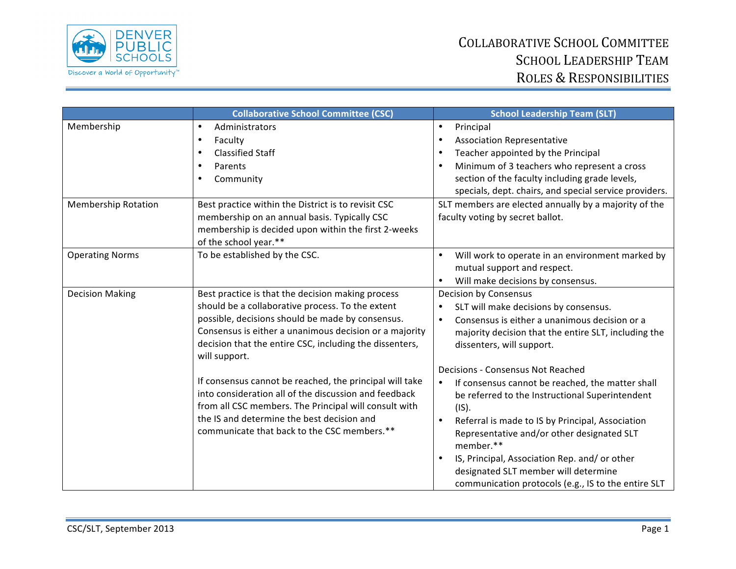# COLLABORATIVE SCHOOL COMMITTEE
# SCHOOL LEADERSHIP TEAM
# ROLES & RESPONSIBILITIES

| | Collaborative School Committee (CSC) | School Leadership Team (SLT) |
|---|---|---|
| Membership | • Administrators<br>• Faculty<br>• Classified Staff<br>• Parents<br>• Community | • Principal<br>• Association Representative<br>• Teacher appointed by the Principal<br>• Minimum of 3 teachers who represent a cross section of the faculty including grade levels, specials, dept. chairs, and special service providers. |
| Membership Rotation | Best practice within the District is to revisit CSC membership on an annual basis. Typically CSC membership is decided upon within the first 2-weeks of the school year.** | SLT members are elected annually by a majority of the faculty voting by secret ballot. |
| Operating Norms | To be established by the CSC. | • Will work to operate in an environment marked by mutual support and respect.<br>• Will make decisions by consensus. |
| Decision Making | Best practice is that the decision making process should be a collaborative process. To the extent possible, decisions should be made by consensus. Consensus is either a unanimous decision or a majority decision that the entire CSC, including the dissenters, will support.<br><br>If consensus cannot be reached, the principal will take into consideration all of the discussion and feedback from all CSC members. The Principal will consult with the IS and determine the best decision and communicate that back to the CSC members.** | Decision by Consensus<br>• SLT will make decisions by consensus.<br>• Consensus is either a unanimous decision or a majority decision that the entire SLT, including the dissenters, will support.<br><br>Decisions - Consensus Not Reached<br>• If consensus cannot be reached, the matter shall be referred to the Instructional Superintendent (IS).<br>• Referral is made to IS by Principal, Association Representative and/or other designated SLT member.**<br>• IS, Principal, Association Rep. and/ or other designated SLT member will determine communication protocols (e.g., IS to the entire SLT |

CSC/SLT, September 2013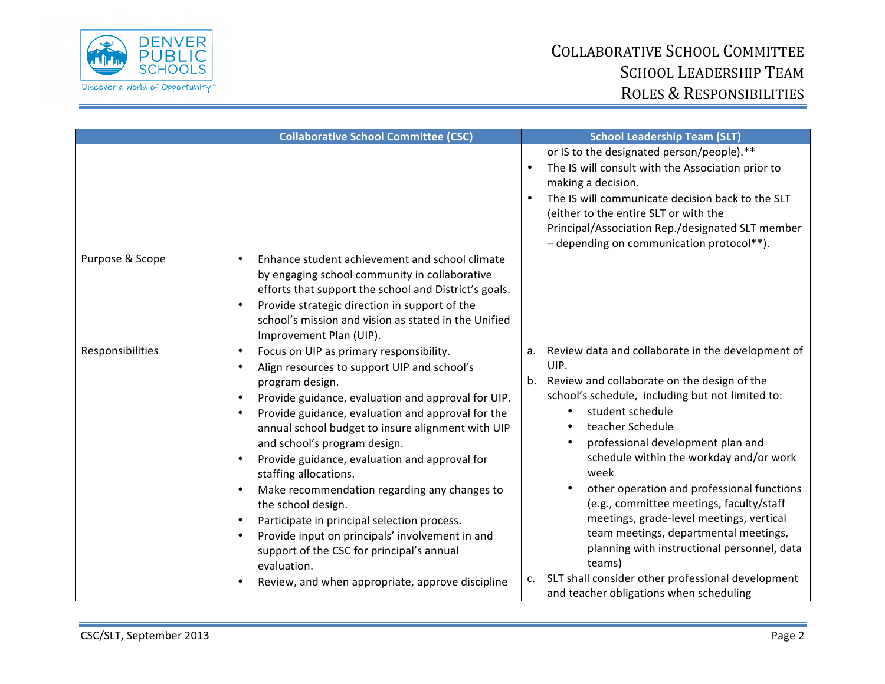| | Collaborative School Committee (CSC) | School Leadership Team (SLT) |
|---|---|---|
| | | or IS to the designated person/people).** <br>• The IS will consult with the Association prior to making a decision. <br>• The IS will communicate decision back to the SLT (either to the entire SLT or with the Principal/Association Rep./designated SLT member – depending on communication protocol**). |
| Purpose & Scope | • Enhance student achievement and school climate by engaging school community in collaborative efforts that support the school and District's goals. <br>• Provide strategic direction in support of the school's mission and vision as stated in the Unified Improvement Plan (UIP). | |
| Responsibilities | • Focus on UIP as primary responsibility. <br>• Align resources to support UIP and school's program design. <br>• Provide guidance, evaluation and approval for UIP. <br>• Provide guidance, evaluation and approval for the annual school budget to insure alignment with UIP and school's program design. <br>• Provide guidance, evaluation and approval for staffing allocations. <br>• Make recommendation regarding any changes to the school design. <br>• Participate in principal selection process. <br>• Provide input on principals' involvement in and support of the CSC for principal's annual evaluation. <br>• Review, and when appropriate, approve discipline | a. Review data and collaborate in the development of UIP. <br>b. Review and collaborate on the design of the school's schedule, including but not limited to: <br>&nbsp;&nbsp;&nbsp;&nbsp;• student schedule <br>&nbsp;&nbsp;&nbsp;&nbsp;• teacher Schedule <br>&nbsp;&nbsp;&nbsp;&nbsp;• professional development plan and schedule within the workday and/or work week <br>&nbsp;&nbsp;&nbsp;&nbsp;• other operation and professional functions (e.g., committee meetings, faculty/staff meetings, grade-level meetings, vertical team meetings, departmental meetings, planning with instructional personnel, data teams) <br>c. SLT shall consider other professional development and teacher obligations when scheduling |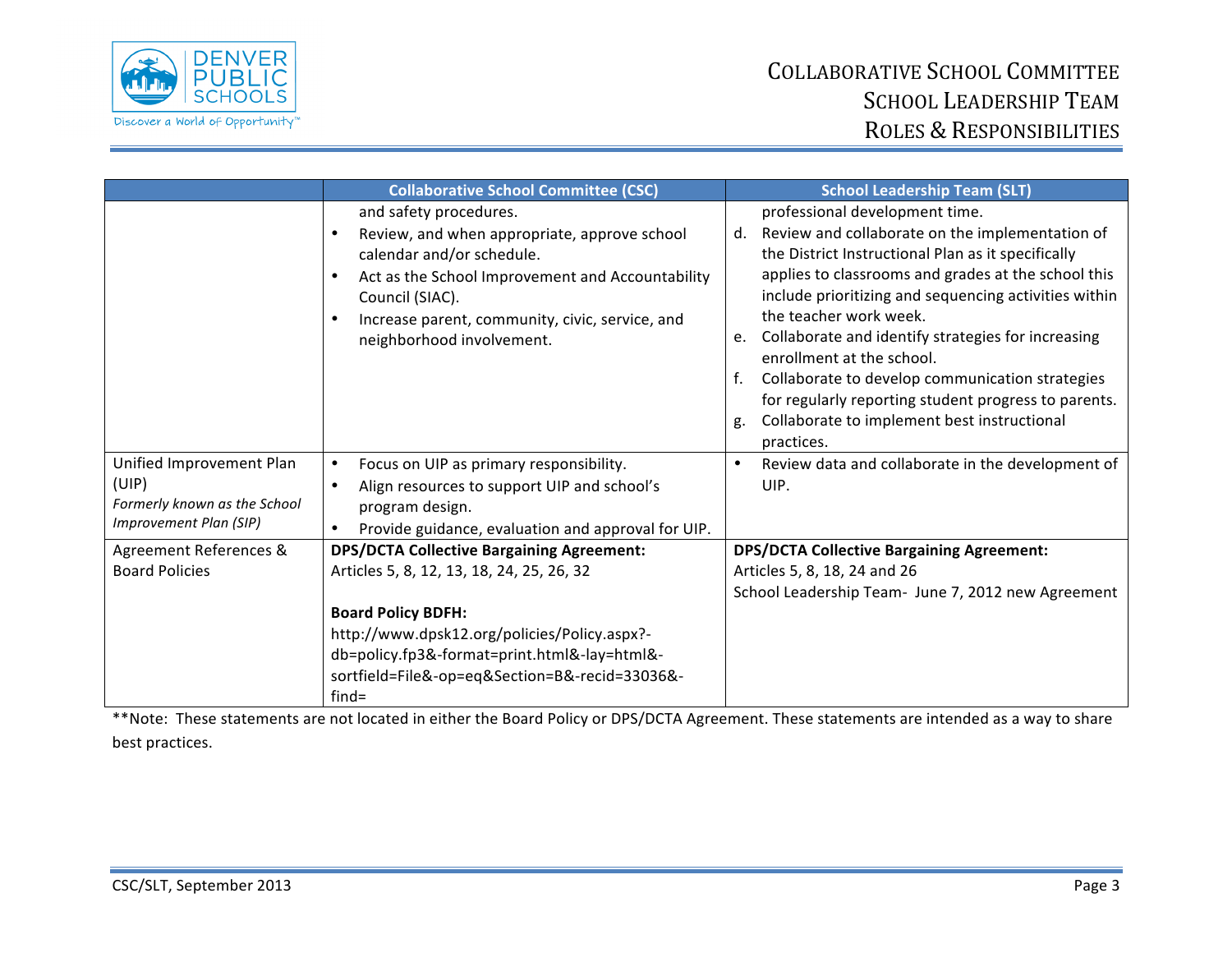| | Collaborative School Committee (CSC) | School Leadership Team (SLT) |
|---|---|---|
| | and safety procedures.<br>• Review, and when appropriate, approve school calendar and/or schedule.<br>• Act as the School Improvement and Accountability Council (SIAC).<br>• Increase parent, community, civic, service, and neighborhood involvement. | professional development time.<br>d. Review and collaborate on the implementation of the District Instructional Plan as it specifically applies to classrooms and grades at the school this include prioritizing and sequencing activities within the teacher work week.<br>e. Collaborate and identify strategies for increasing enrollment at the school.<br>f. Collaborate to develop communication strategies for regularly reporting student progress to parents.<br>g. Collaborate to implement best instructional practices. |
| Unified Improvement Plan (UIP)<br>*Formerly known as the School Improvement Plan (SIP)* | • Focus on UIP as primary responsibility.<br>• Align resources to support UIP and school's program design.<br>• Provide guidance, evaluation and approval for UIP. | • Review data and collaborate in the development of UIP. |
| Agreement References & Board Policies | **DPS/DCTA Collective Bargaining Agreement:**<br>Articles 5, 8, 12, 13, 18, 24, 25, 26, 32<br><br>**Board Policy BDFH:**<br>http://www.dpsk12.org/policies/Policy.aspx?-db=policy.fp3&-format=print.html&-lay=html&-sortfield=File&-op=eq&Section=B&-recid=33036&-find= | **DPS/DCTA Collective Bargaining Agreement:**<br>Articles 5, 8, 18, 24 and 26<br>School Leadership Team- June 7, 2012 new Agreement |

**Note: These statements are not located in either the Board Policy or DPS/DCTA Agreement. These statements are intended as a way to share best practices.